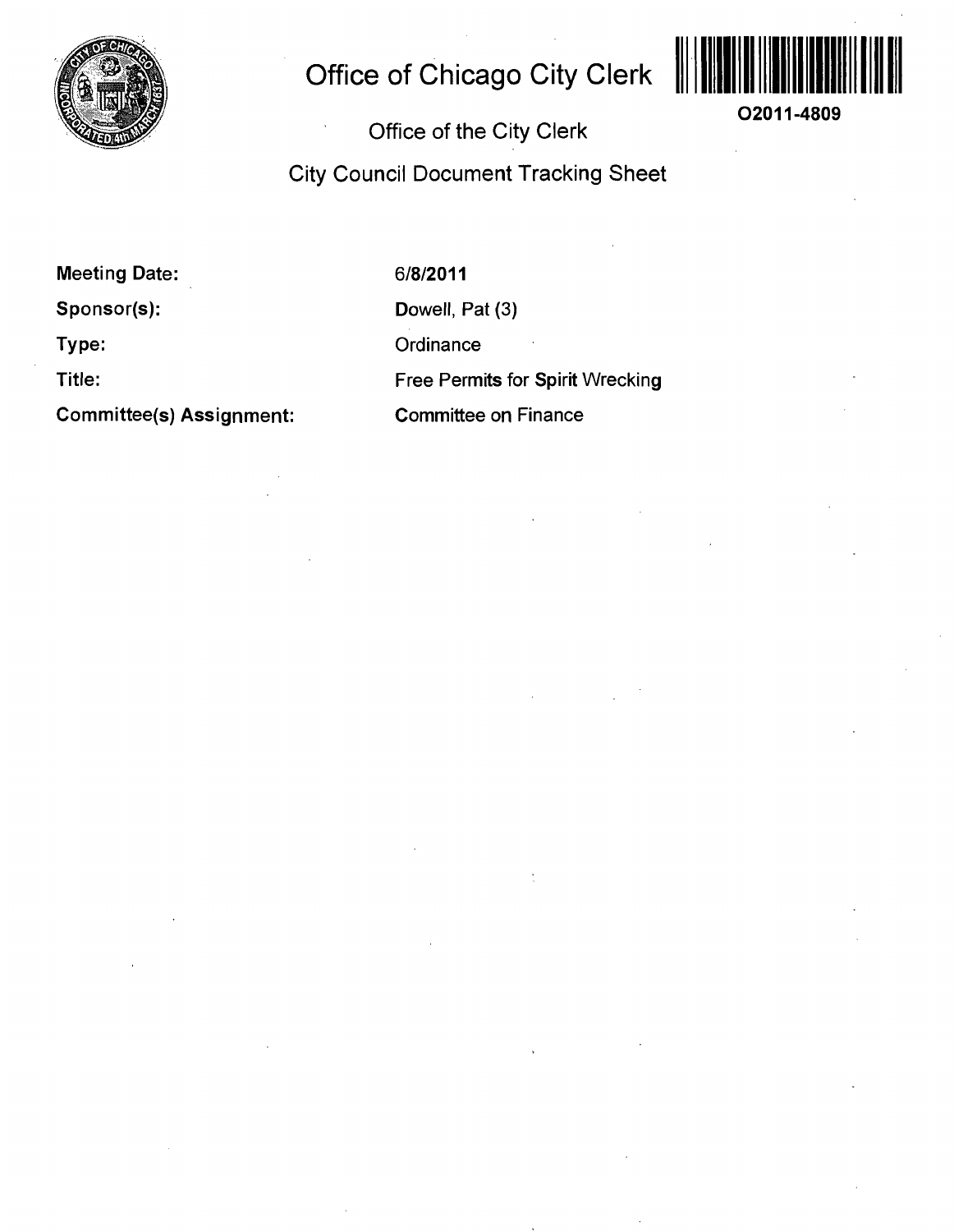# Office of Chicago City Clerk

O2011-4809

## Office of the City Clerk

## City Council Document Tracking Sheet

| | |
|---|---|
| **Meeting Date:** | 6/8/2011 |
| **Sponsor(s):** | Dowell, Pat (3) |
| **Type:** | Ordinance |
| **Title:** | Free Permits for Spirit Wrecking |
| **Committee(s) Assignment:** | Committee on Finance |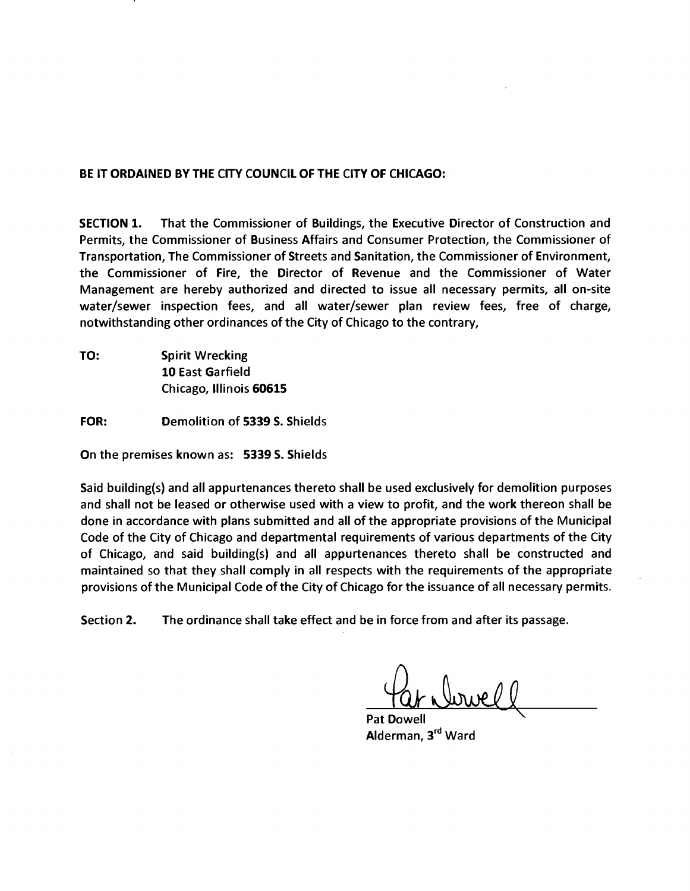**BE IT ORDAINED BY THE CITY COUNCIL OF THE CITY OF CHICAGO:**

**SECTION 1.** That the Commissioner of Buildings, the Executive Director of Construction and Permits, the Commissioner of Business Affairs and Consumer Protection, the Commissioner of Transportation, The Commissioner of Streets and Sanitation, the Commissioner of Environment, the Commissioner of Fire, the Director of Revenue and the Commissioner of Water Management are hereby authorized and directed to issue all necessary permits, all on-site water/sewer inspection fees, and all water/sewer plan review fees, free of charge, notwithstanding other ordinances of the City of Chicago to the contrary,

**TO:** Spirit Wrecking
10 East Garfield
Chicago, Illinois 60615

**FOR:** Demolition of 5339 S. Shields

On the premises known as: 5339 S. Shields

Said building(s) and all appurtenances thereto shall be used exclusively for demolition purposes and shall not be leased or otherwise used with a view to profit, and the work thereon shall be done in accordance with plans submitted and all of the appropriate provisions of the Municipal Code of the City of Chicago and departmental requirements of various departments of the City of Chicago, and said building(s) and all appurtenances thereto shall be constructed and maintained so that they shall comply in all respects with the requirements of the appropriate provisions of the Municipal Code of the City of Chicago for the issuance of all necessary permits.

**Section 2.** The ordinance shall take effect and be in force from and after its passage.

Pat Dowell
Alderman, 3rd Ward